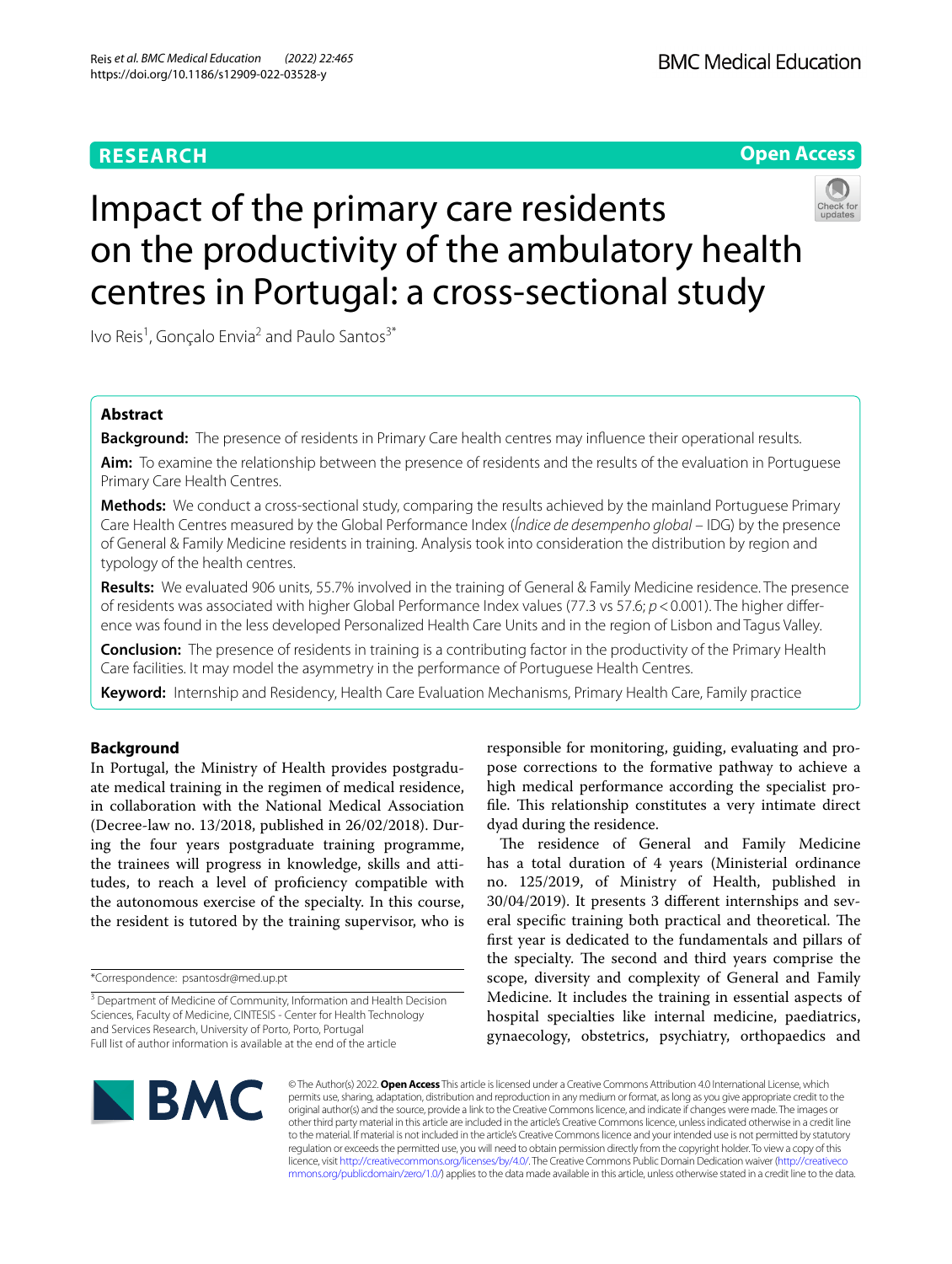RESEARCH

Open Access

# Impact of the primary care residents on the productivity of the ambulatory health centres in Portugal: a cross-sectional study

Ivo Reis[1], Gonçalo Envia[2] and Paulo Santos[3*]

## Abstract

**Background:** The presence of residents in Primary Care health centres may influence their operational results.

**Aim:** To examine the relationship between the presence of residents and the results of the evaluation in Portuguese Primary Care Health Centres.

**Methods:** We conduct a cross-sectional study, comparing the results achieved by the mainland Portuguese Primary Care Health Centres measured by the Global Performance Index (*Índice de desempenho global* – IDG) by the presence of General & Family Medicine residents in training. Analysis took into consideration the distribution by region and typology of the health centres.

**Results:** We evaluated 906 units, 55.7% involved in the training of General & Family Medicine residence. The presence of residents was associated with higher Global Performance Index values (77.3 vs 57.6; $p < 0.001$). The higher difference was found in the less developed Personalized Health Care Units and in the region of Lisbon and Tagus Valley.

**Conclusion:** The presence of residents in training is a contributing factor in the productivity of the Primary Health Care facilities. It may model the asymmetry in the performance of Portuguese Health Centres.

**Keyword:** Internship and Residency, Health Care Evaluation Mechanisms, Primary Health Care, Family practice

## Background

In Portugal, the Ministry of Health provides postgraduate medical training in the regimen of medical residence, in collaboration with the National Medical Association (Decree-law no. 13/2018, published in 26/02/2018). During the four years postgraduate training programme, the trainees will progress in knowledge, skills and attitudes, to reach a level of proficiency compatible with the autonomous exercise of the specialty. In this course, the resident is tutored by the training supervisor, who is responsible for monitoring, guiding, evaluating and propose corrections to the formative pathway to achieve a high medical performance according the specialist profile. This relationship constitutes a very intimate direct dyad during the residence.

The residence of General and Family Medicine has a total duration of 4 years (Ministerial ordinance no. 125/2019, of Ministry of Health, published in 30/04/2019). It presents 3 different internships and several specific training both practical and theoretical. The first year is dedicated to the fundamentals and pillars of the specialty. The second and third years comprise the scope, diversity and complexity of General and Family Medicine. It includes the training in essential aspects of hospital specialties like internal medicine, paediatrics, gynaecology, obstetrics, psychiatry, orthopaedics and

*Correspondence: psantosdr@med.up.pt

[3] Department of Medicine of Community, Information and Health Decision Sciences, Faculty of Medicine, CINTESIS - Center for Health Technology and Services Research, University of Porto, Porto, Portugal

Full list of author information is available at the end of the article

© The Author(s) 2022. **Open Access** This article is licensed under a Creative Commons Attribution 4.0 International License, which permits use, sharing, adaptation, distribution and reproduction in any medium or format, as long as you give appropriate credit to the original author(s) and the source, provide a link to the Creative Commons licence, and indicate if changes were made. The images or other third party material in this article are included in the article's Creative Commons licence, unless indicated otherwise in a credit line to the material. If material is not included in the article's Creative Commons licence and your intended use is not permitted by statutory regulation or exceeds the permitted use, you will need to obtain permission directly from the copyright holder. To view a copy of this licence, visit http://creativecommons.org/licenses/by/4.0/. The Creative Commons Public Domain Dedication waiver (http://creativecommons.org/publicdomain/zero/1.0/) applies to the data made available in this article, unless otherwise stated in a credit line to the data.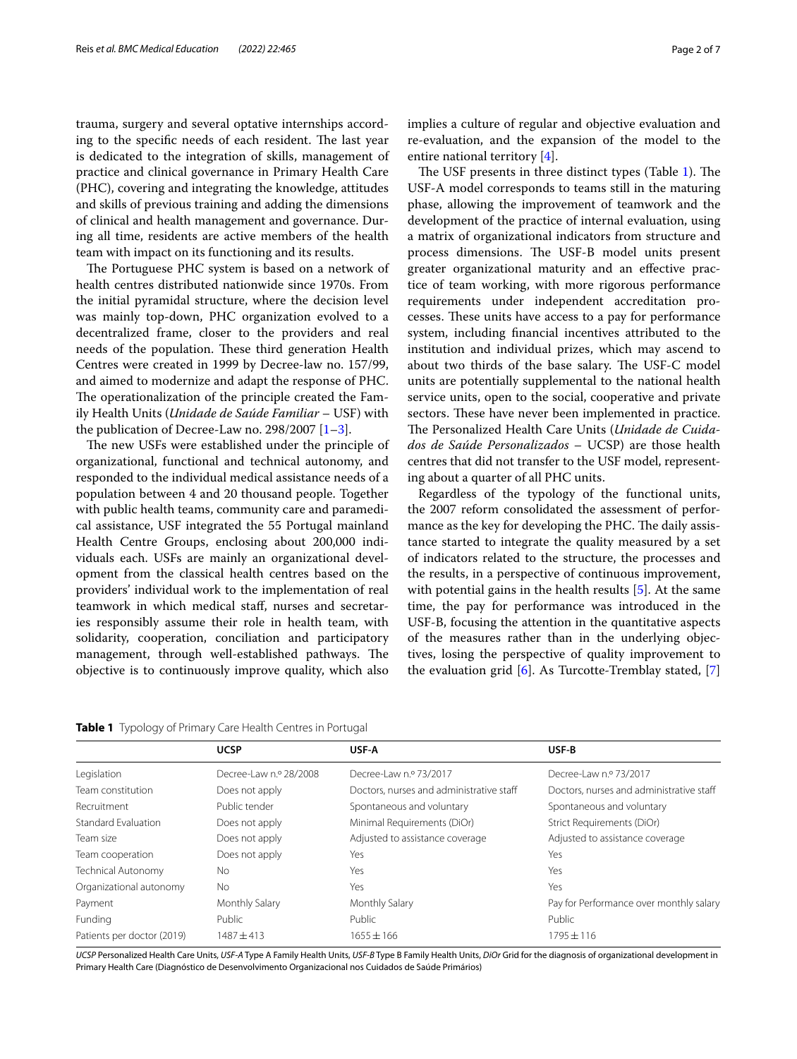trauma, surgery and several optative internships according to the specific needs of each resident. The last year is dedicated to the integration of skills, management of practice and clinical governance in Primary Health Care (PHC), covering and integrating the knowledge, attitudes and skills of previous training and adding the dimensions of clinical and health management and governance. During all time, residents are active members of the health team with impact on its functioning and its results.

The Portuguese PHC system is based on a network of health centres distributed nationwide since 1970s. From the initial pyramidal structure, where the decision level was mainly top-down, PHC organization evolved to a decentralized frame, closer to the providers and real needs of the population. These third generation Health Centres were created in 1999 by Decree-law no. 157/99, and aimed to modernize and adapt the response of PHC. The operationalization of the principle created the Family Health Units (*Unidade de Saúde Familiar* – USF) with the publication of Decree-Law no. 298/2007 [1–3].

The new USFs were established under the principle of organizational, functional and technical autonomy, and responded to the individual medical assistance needs of a population between 4 and 20 thousand people. Together with public health teams, community care and paramedical assistance, USF integrated the 55 Portugal mainland Health Centre Groups, enclosing about 200,000 individuals each. USFs are mainly an organizational development from the classical health centres based on the providers' individual work to the implementation of real teamwork in which medical staff, nurses and secretaries responsibly assume their role in health team, with solidarity, cooperation, conciliation and participatory management, through well-established pathways. The objective is to continuously improve quality, which also implies a culture of regular and objective evaluation and re-evaluation, and the expansion of the model to the entire national territory [4].

The USF presents in three distinct types (Table 1). The USF-A model corresponds to teams still in the maturing phase, allowing the improvement of teamwork and the development of the practice of internal evaluation, using a matrix of organizational indicators from structure and process dimensions. The USF-B model units present greater organizational maturity and an effective practice of team working, with more rigorous performance requirements under independent accreditation processes. These units have access to a pay for performance system, including financial incentives attributed to the institution and individual prizes, which may ascend to about two thirds of the base salary. The USF-C model units are potentially supplemental to the national health service units, open to the social, cooperative and private sectors. These have never been implemented in practice. The Personalized Health Care Units (*Unidade de Cuidados de Saúde Personalizados* – UCSP) are those health centres that did not transfer to the USF model, representing about a quarter of all PHC units.

Regardless of the typology of the functional units, the 2007 reform consolidated the assessment of performance as the key for developing the PHC. The daily assistance started to integrate the quality measured by a set of indicators related to the structure, the processes and the results, in a perspective of continuous improvement, with potential gains in the health results [5]. At the same time, the pay for performance was introduced in the USF-B, focusing the attention in the quantitative aspects of the measures rather than in the underlying objectives, losing the perspective of quality improvement to the evaluation grid [6]. As Turcotte-Tremblay stated, [7]

**Table 1** Typology of Primary Care Health Centres in Portugal

| | UCSP | USF-A | USF-B |
|---|---|---|---|
| Legislation | Decree-Law n.º 28/2008 | Decree-Law n.º 73/2017 | Decree-Law n.º 73/2017 |
| Team constitution | Does not apply | Doctors, nurses and administrative staff | Doctors, nurses and administrative staff |
| Recruitment | Public tender | Spontaneous and voluntary | Spontaneous and voluntary |
| Standard Evaluation | Does not apply | Minimal Requirements (DiOr) | Strict Requirements (DiOr) |
| Team size | Does not apply | Adjusted to assistance coverage | Adjusted to assistance coverage |
| Team cooperation | Does not apply | Yes | Yes |
| Technical Autonomy | No | Yes | Yes |
| Organizational autonomy | No | Yes | Yes |
| Payment | Monthly Salary | Monthly Salary | Pay for Performance over monthly salary |
| Funding | Public | Public | Public |
| Patients per doctor (2019) | 1487 ± 413 | 1655 ± 166 | 1795 ± 116 |

*UCSP* Personalized Health Care Units, *USF-A* Type A Family Health Units, *USF-B* Type B Family Health Units, *DiOr* Grid for the diagnosis of organizational development in Primary Health Care (Diagnóstico de Desenvolvimento Organizacional nos Cuidados de Saúde Primários)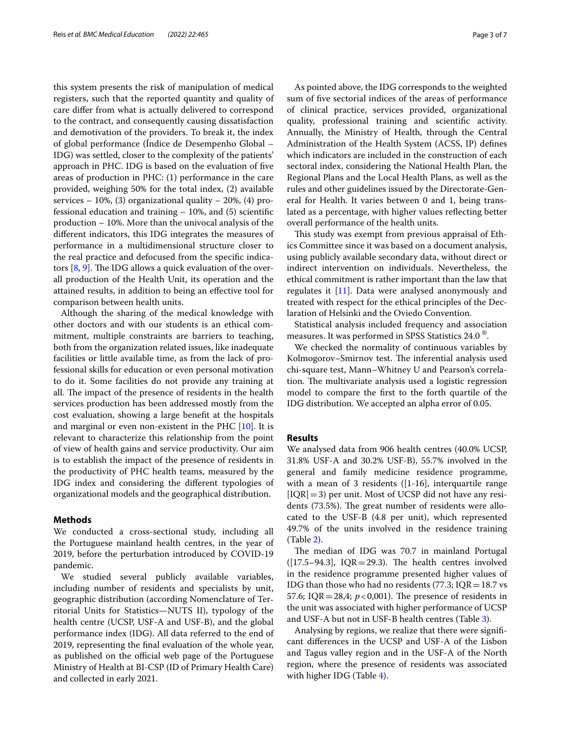this system presents the risk of manipulation of medical registers, such that the reported quantity and quality of care differ from what is actually delivered to correspond to the contract, and consequently causing dissatisfaction and demotivation of the providers. To break it, the index of global performance (Índice de Desempenho Global – IDG) was settled, closer to the complexity of the patients' approach in PHC. IDG is based on the evaluation of five areas of production in PHC: (1) performance in the care provided, weighing 50% for the total index, (2) available services – 10%, (3) organizational quality – 20%, (4) professional education and training – 10%, and (5) scientific production – 10%. More than the univocal analysis of the different indicators, this IDG integrates the measures of performance in a multidimensional structure closer to the real practice and defocused from the specific indicators [8, 9]. The IDG allows a quick evaluation of the overall production of the Health Unit, its operation and the attained results, in addition to being an effective tool for comparison between health units.

Although the sharing of the medical knowledge with other doctors and with our students is an ethical commitment, multiple constraints are barriers to teaching, both from the organization related issues, like inadequate facilities or little available time, as from the lack of professional skills for education or even personal motivation to do it. Some facilities do not provide any training at all. The impact of the presence of residents in the health services production has been addressed mostly from the cost evaluation, showing a large benefit at the hospitals and marginal or even non-existent in the PHC [10]. It is relevant to characterize this relationship from the point of view of health gains and service productivity. Our aim is to establish the impact of the presence of residents in the productivity of PHC health teams, measured by the IDG index and considering the different typologies of organizational models and the geographical distribution.

## Methods

We conducted a cross-sectional study, including all the Portuguese mainland health centres, in the year of 2019, before the perturbation introduced by COVID-19 pandemic.

We studied several publicly available variables, including number of residents and specialists by unit, geographic distribution (according Nomenclature of Territorial Units for Statistics—NUTS II), typology of the health centre (UCSP, USF-A and USF-B), and the global performance index (IDG). All data referred to the end of 2019, representing the final evaluation of the whole year, as published on the official web page of the Portuguese Ministry of Health at BI-CSP (ID of Primary Health Care) and collected in early 2021.

As pointed above, the IDG corresponds to the weighted sum of five sectorial indices of the areas of performance of clinical practice, services provided, organizational quality, professional training and scientific activity. Annually, the Ministry of Health, through the Central Administration of the Health System (ACSS, IP) defines which indicators are included in the construction of each sectoral index, considering the National Health Plan, the Regional Plans and the Local Health Plans, as well as the rules and other guidelines issued by the Directorate-General for Health. It varies between 0 and 1, being translated as a percentage, with higher values reflecting better overall performance of the health units.

This study was exempt from previous appraisal of Ethics Committee since it was based on a document analysis, using publicly available secondary data, without direct or indirect intervention on individuals. Nevertheless, the ethical commitment is rather important than the law that regulates it [11]. Data were analysed anonymously and treated with respect for the ethical principles of the Declaration of Helsinki and the Oviedo Convention.

Statistical analysis included frequency and association measures. It was performed in SPSS Statistics 24.0 ®.

We checked the normality of continuous variables by Kolmogorov–Smirnov test. The inferential analysis used chi-square test, Mann–Whitney U and Pearson's correlation. The multivariate analysis used a logistic regression model to compare the first to the forth quartile of the IDG distribution. We accepted an alpha error of 0.05.

## Results

We analysed data from 906 health centres (40.0% UCSP, 31.8% USF-A and 30.2% USF-B), 55.7% involved in the general and family medicine residence programme, with a mean of 3 residents ([1-16], interquartile range [IQR] = 3) per unit. Most of UCSP did not have any residents (73.5%). The great number of residents were allocated to the USF-B (4.8 per unit), which represented 49.7% of the units involved in the residence training (Table 2).

The median of IDG was 70.7 in mainland Portugal ([17.5–94.3], IQR = 29.3). The health centres involved in the residence programme presented higher values of IDG than those who had no residents (77.3; IQR = 18.7 vs 57.6; IQR = 28,4; $p < 0{,}001$). The presence of residents in the unit was associated with higher performance of UCSP and USF-A but not in USF-B health centres (Table 3).

Analysing by regions, we realize that there were significant differences in the UCSP and USF-A of the Lisbon and Tagus valley region and in the USF-A of the North region, where the presence of residents was associated with higher IDG (Table 4).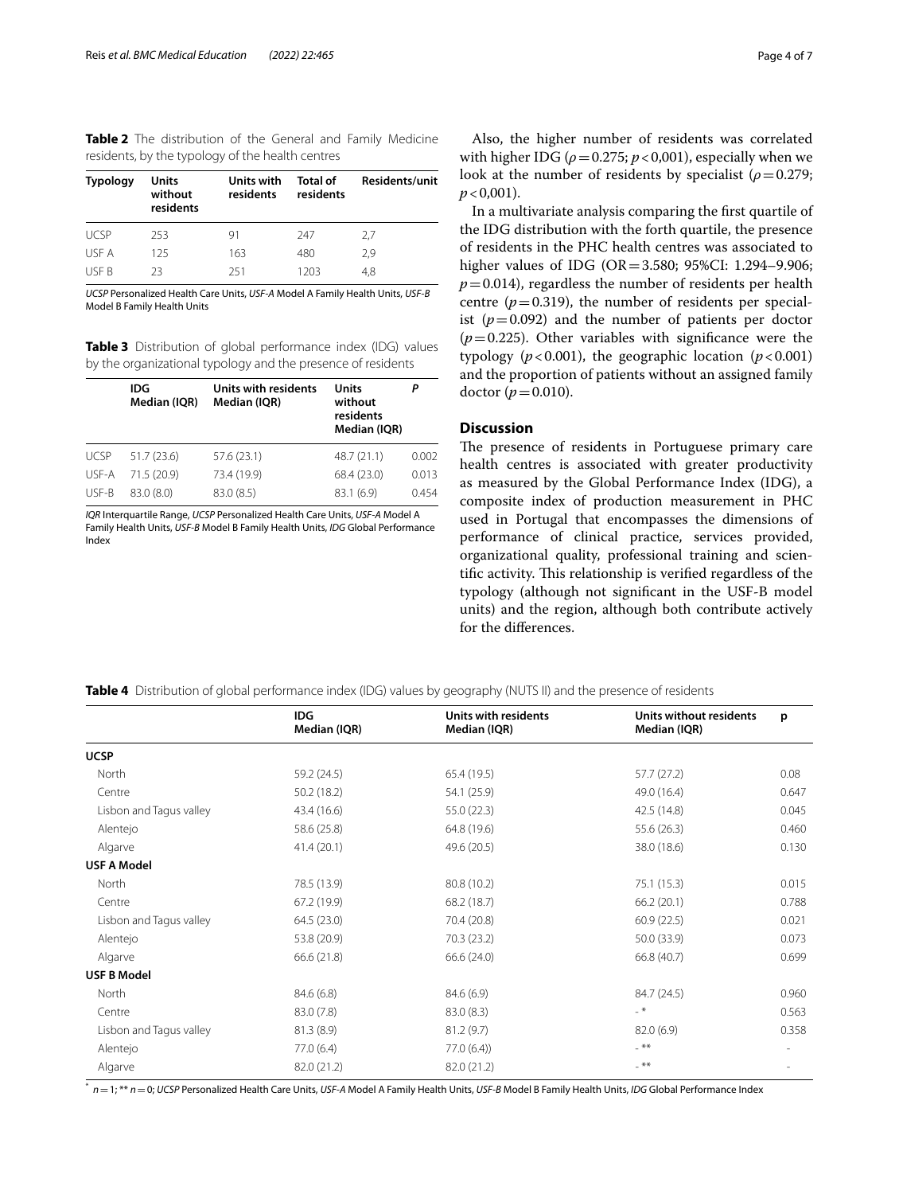**Table 2** The distribution of the General and Family Medicine residents, by the typology of the health centres

| Typology | Units without residents | Units with residents | Total of residents | Residents/unit |
|---|---|---|---|---|
| UCSP | 253 | 91 | 247 | 2,7 |
| USF A | 125 | 163 | 480 | 2,9 |
| USF B | 23 | 251 | 1203 | 4,8 |

*UCSP* Personalized Health Care Units, *USF-A* Model A Family Health Units, *USF-B* Model B Family Health Units

**Table 3** Distribution of global performance index (IDG) values by the organizational typology and the presence of residents

| | IDG Median (IQR) | Units with residents Median (IQR) | Units without residents Median (IQR) | P |
|---|---|---|---|---|
| UCSP | 51.7 (23.6) | 57.6 (23.1) | 48.7 (21.1) | 0.002 |
| USF-A | 71.5 (20.9) | 73.4 (19.9) | 68.4 (23.0) | 0.013 |
| USF-B | 83.0 (8.0) | 83.0 (8.5) | 83.1 (6.9) | 0.454 |

*IQR* Interquartile Range, *UCSP* Personalized Health Care Units, *USF-A* Model A Family Health Units, *USF-B* Model B Family Health Units, *IDG* Global Performance Index

Also, the higher number of residents was correlated with higher IDG ($\rho = 0.275$; $p < 0{,}001$), especially when we look at the number of residents by specialist ($\rho = 0.279$; $p < 0{,}001$).

In a multivariate analysis comparing the first quartile of the IDG distribution with the forth quartile, the presence of residents in the PHC health centres was associated to higher values of IDG (OR = 3.580; 95%CI: 1.294–9.906; $p = 0.014$), regardless the number of residents per health centre ($p = 0.319$), the number of residents per specialist ($p = 0.092$) and the number of patients per doctor ($p = 0.225$). Other variables with significance were the typology ($p < 0.001$), the geographic location ($p < 0.001$) and the proportion of patients without an assigned family doctor ($p = 0.010$).

## Discussion

The presence of residents in Portuguese primary care health centres is associated with greater productivity as measured by the Global Performance Index (IDG), a composite index of production measurement in PHC used in Portugal that encompasses the dimensions of performance of clinical practice, services provided, organizational quality, professional training and scientific activity. This relationship is verified regardless of the typology (although not significant in the USF-B model units) and the region, although both contribute actively for the differences.

**Table 4** Distribution of global performance index (IDG) values by geography (NUTS II) and the presence of residents

| | IDG Median (IQR) | Units with residents Median (IQR) | Units without residents Median (IQR) | p |
|---|---|---|---|---|
| **UCSP** | | | | |
| North | 59.2 (24.5) | 65.4 (19.5) | 57.7 (27.2) | 0.08 |
| Centre | 50.2 (18.2) | 54.1 (25.9) | 49.0 (16.4) | 0.647 |
| Lisbon and Tagus valley | 43.4 (16.6) | 55.0 (22.3) | 42.5 (14.8) | 0.045 |
| Alentejo | 58.6 (25.8) | 64.8 (19.6) | 55.6 (26.3) | 0.460 |
| Algarve | 41.4 (20.1) | 49.6 (20.5) | 38.0 (18.6) | 0.130 |
| **USF A Model** | | | | |
| North | 78.5 (13.9) | 80.8 (10.2) | 75.1 (15.3) | 0.015 |
| Centre | 67.2 (19.9) | 68.2 (18.7) | 66.2 (20.1) | 0.788 |
| Lisbon and Tagus valley | 64.5 (23.0) | 70.4 (20.8) | 60.9 (22.5) | 0.021 |
| Alentejo | 53.8 (20.9) | 70.3 (23.2) | 50.0 (33.9) | 0.073 |
| Algarve | 66.6 (21.8) | 66.6 (24.0) | 66.8 (40.7) | 0.699 |
| **USF B Model** | | | | |
| North | 84.6 (6.8) | 84.6 (6.9) | 84.7 (24.5) | 0.960 |
| Centre | 83.0 (7.8) | 83.0 (8.3) | - * | 0.563 |
| Lisbon and Tagus valley | 81.3 (8.9) | 81.2 (9.7) | 82.0 (6.9) | 0.358 |
| Alentejo | 77.0 (6.4) | 77.0 (6.4)) | - ** | - |
| Algarve | 82.0 (21.2) | 82.0 (21.2) | - ** | - |

[*] $n = 1$; ** $n = 0$; *UCSP* Personalized Health Care Units, *USF-A* Model A Family Health Units, *USF-B* Model B Family Health Units, *IDG* Global Performance Index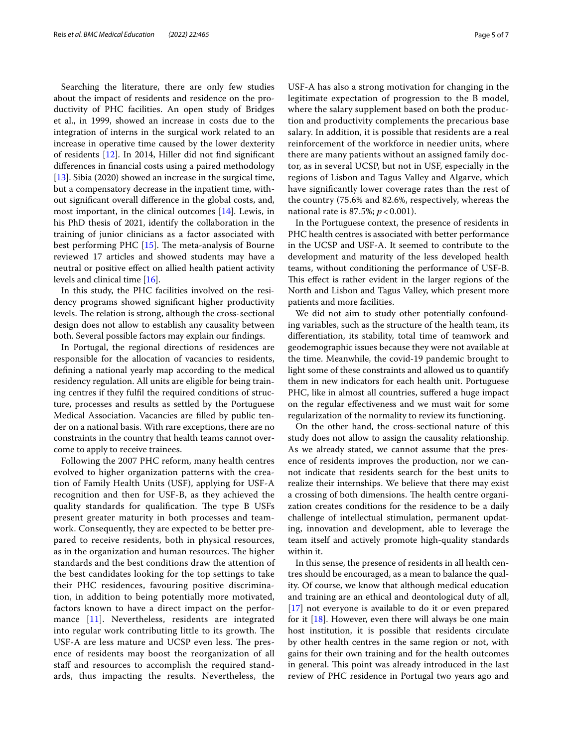Searching the literature, there are only few studies about the impact of residents and residence on the productivity of PHC facilities. An open study of Bridges et al., in 1999, showed an increase in costs due to the integration of interns in the surgical work related to an increase in operative time caused by the lower dexterity of residents [12]. In 2014, Hiller did not find significant differences in financial costs using a paired methodology [13]. Sibia (2020) showed an increase in the surgical time, but a compensatory decrease in the inpatient time, without significant overall difference in the global costs, and, most important, in the clinical outcomes [14]. Lewis, in his PhD thesis of 2021, identify the collaboration in the training of junior clinicians as a factor associated with best performing PHC [15]. The meta-analysis of Bourne reviewed 17 articles and showed students may have a neutral or positive effect on allied health patient activity levels and clinical time [16].

In this study, the PHC facilities involved on the residency programs showed significant higher productivity levels. The relation is strong, although the cross-sectional design does not allow to establish any causality between both. Several possible factors may explain our findings.

In Portugal, the regional directions of residences are responsible for the allocation of vacancies to residents, defining a national yearly map according to the medical residency regulation. All units are eligible for being training centres if they fulfil the required conditions of structure, processes and results as settled by the Portuguese Medical Association. Vacancies are filled by public tender on a national basis. With rare exceptions, there are no constraints in the country that health teams cannot overcome to apply to receive trainees.

Following the 2007 PHC reform, many health centres evolved to higher organization patterns with the creation of Family Health Units (USF), applying for USF-A recognition and then for USF-B, as they achieved the quality standards for qualification. The type B USFs present greater maturity in both processes and teamwork. Consequently, they are expected to be better prepared to receive residents, both in physical resources, as in the organization and human resources. The higher standards and the best conditions draw the attention of the best candidates looking for the top settings to take their PHC residences, favouring positive discrimination, in addition to being potentially more motivated, factors known to have a direct impact on the performance [11]. Nevertheless, residents are integrated into regular work contributing little to its growth. The USF-A are less mature and UCSP even less. The presence of residents may boost the reorganization of all staff and resources to accomplish the required standards, thus impacting the results. Nevertheless, the USF-A has also a strong motivation for changing in the legitimate expectation of progression to the B model, where the salary supplement based on both the production and productivity complements the precarious base salary. In addition, it is possible that residents are a real reinforcement of the workforce in needier units, where there are many patients without an assigned family doctor, as in several UCSP, but not in USF, especially in the regions of Lisbon and Tagus Valley and Algarve, which have significantly lower coverage rates than the rest of the country (75.6% and 82.6%, respectively, whereas the national rate is 87.5%; $p < 0.001$).

In the Portuguese context, the presence of residents in PHC health centres is associated with better performance in the UCSP and USF-A. It seemed to contribute to the development and maturity of the less developed health teams, without conditioning the performance of USF-B. This effect is rather evident in the larger regions of the North and Lisbon and Tagus Valley, which present more patients and more facilities.

We did not aim to study other potentially confounding variables, such as the structure of the health team, its differentiation, its stability, total time of teamwork and geodemographic issues because they were not available at the time. Meanwhile, the covid-19 pandemic brought to light some of these constraints and allowed us to quantify them in new indicators for each health unit. Portuguese PHC, like in almost all countries, suffered a huge impact on the regular effectiveness and we must wait for some regularization of the normality to review its functioning.

On the other hand, the cross-sectional nature of this study does not allow to assign the causality relationship. As we already stated, we cannot assume that the presence of residents improves the production, nor we cannot indicate that residents search for the best units to realize their internships. We believe that there may exist a crossing of both dimensions. The health centre organization creates conditions for the residence to be a daily challenge of intellectual stimulation, permanent updating, innovation and development, able to leverage the team itself and actively promote high-quality standards within it.

In this sense, the presence of residents in all health centres should be encouraged, as a mean to balance the quality. Of course, we know that although medical education and training are an ethical and deontological duty of all, [17] not everyone is available to do it or even prepared for it [18]. However, even there will always be one main host institution, it is possible that residents circulate by other health centres in the same region or not, with gains for their own training and for the health outcomes in general. This point was already introduced in the last review of PHC residence in Portugal two years ago and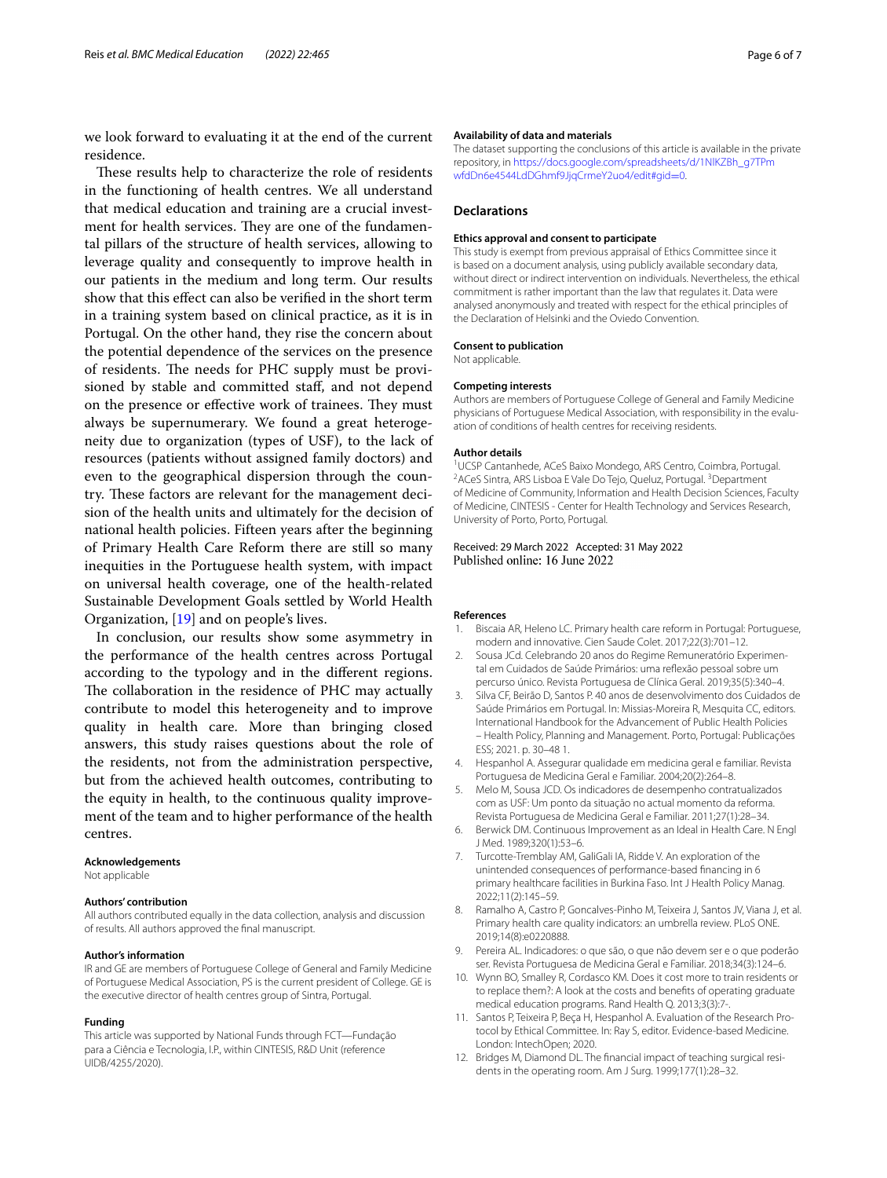we look forward to evaluating it at the end of the current residence.

These results help to characterize the role of residents in the functioning of health centres. We all understand that medical education and training are a crucial investment for health services. They are one of the fundamental pillars of the structure of health services, allowing to leverage quality and consequently to improve health in our patients in the medium and long term. Our results show that this effect can also be verified in the short term in a training system based on clinical practice, as it is in Portugal. On the other hand, they rise the concern about the potential dependence of the services on the presence of residents. The needs for PHC supply must be provisioned by stable and committed staff, and not depend on the presence or effective work of trainees. They must always be supernumerary. We found a great heterogeneity due to organization (types of USF), to the lack of resources (patients without assigned family doctors) and even to the geographical dispersion through the country. These factors are relevant for the management decision of the health units and ultimately for the decision of national health policies. Fifteen years after the beginning of Primary Health Care Reform there are still so many inequities in the Portuguese health system, with impact on universal health coverage, one of the health-related Sustainable Development Goals settled by World Health Organization, [19] and on people's lives.

In conclusion, our results show some asymmetry in the performance of the health centres across Portugal according to the typology and in the different regions. The collaboration in the residence of PHC may actually contribute to model this heterogeneity and to improve quality in health care. More than bringing closed answers, this study raises questions about the role of the residents, not from the administration perspective, but from the achieved health outcomes, contributing to the equity in health, to the continuous quality improvement of the team and to higher performance of the health centres.

#### Acknowledgements

Not applicable

#### Authors' contribution

All authors contributed equally in the data collection, analysis and discussion of results. All authors approved the final manuscript.

#### Author's information

IR and GE are members of Portuguese College of General and Family Medicine of Portuguese Medical Association, PS is the current president of College. GE is the executive director of health centres group of Sintra, Portugal.

#### Funding

This article was supported by National Funds through FCT—Fundação para a Ciência e Tecnologia, I.P., within CINTESIS, R&D Unit (reference UIDB/4255/2020).

#### Availability of data and materials

The dataset supporting the conclusions of this article is available in the private repository, in https://docs.google.com/spreadsheets/d/1NlKZBh_g7TPmwfdDn6e4544LdDGhmf9JjqCrmeY2uo4/edit#gid=0.

## Declarations

#### Ethics approval and consent to participate

This study is exempt from previous appraisal of Ethics Committee since it is based on a document analysis, using publicly available secondary data, without direct or indirect intervention on individuals. Nevertheless, the ethical commitment is rather important than the law that regulates it. Data were analysed anonymously and treated with respect for the ethical principles of the Declaration of Helsinki and the Oviedo Convention.

#### Consent to publication

Not applicable.

#### Competing interests

Authors are members of Portuguese College of General and Family Medicine physicians of Portuguese Medical Association, with responsibility in the evaluation of conditions of health centres for receiving residents.

#### Author details

[1] UCSP Cantanhede, ACeS Baixo Mondego, ARS Centro, Coimbra, Portugal. [2] ACeS Sintra, ARS Lisboa E Vale Do Tejo, Queluz, Portugal. [3] Department of Medicine of Community, Information and Health Decision Sciences, Faculty of Medicine, CINTESIS - Center for Health Technology and Services Research, University of Porto, Porto, Portugal.

Received: 29 March 2022 Accepted: 31 May 2022
Published online: 16 June 2022

#### References

1. Biscaia AR, Heleno LC. Primary health care reform in Portugal: Portuguese, modern and innovative. Cien Saude Colet. 2017;22(3):701–12.
2. Sousa JCd. Celebrando 20 anos do Regime Remuneratório Experimental em Unidades de Saúde Primários: uma reflexão pessoal sobre um percurso único. Revista Portuguesa de Clínica Geral. 2019;35(5):340–4.
3. Silva CF, Beirão D, Santos P. 40 anos de desenvolvimento dos Cuidados de Saúde Primários em Portugal. In: Missias-Moreira R, Mesquita CC, editors. International Handbook for the Advancement of Public Health Policies – Health Policy, Planning and Management. Porto, Portugal: Publicações ESS; 2021. p. 30–48 1.
4. Hespanhol A. Assegurar qualidade em medicina geral e familiar. Revista Portuguesa de Medicina Geral e Familiar. 2004;20(2):264–8.
5. Melo M, Sousa JCD. Os indicadores de desempenho contratualizados com as USF: Um ponto da situação no actual momento da reforma. Revista Portuguesa de Medicina Geral e Familiar. 2011;27(1):28–34.
6. Berwick DM. Continuous Improvement as an Ideal in Health Care. N Engl J Med. 1989;320(1):53–6.
7. Turcotte-Tremblay AM, GaliGali IA, Ridde V. An exploration of the unintended consequences of performance-based financing in 6 primary healthcare facilities in Burkina Faso. Int J Health Policy Manag. 2022;11(2):145–59.
8. Ramalho A, Castro P, Goncalves-Pinho M, Teixeira J, Santos JV, Viana J, et al. Primary health care quality indicators: an umbrella review. PLoS ONE. 2019;14(8):e0220888.
9. Pereira AL. Indicadores: o que são, o que não devem ser e o que poderão ser. Revista Portuguesa de Medicina Geral e Familiar. 2018;34(3):124–6.
10. Wynn BO, Smalley R, Cordasco KM. Does it cost more to train residents or to replace them?: A look at the costs and benefits of operating graduate medical education programs. Rand Health Q. 2013;3(3):7-.
11. Santos P, Teixeira P, Beça H, Hespanhol A. Evaluation of the Research Protocol by Ethical Committee. In: Ray S, editor. Evidence-based Medicine. London: IntechOpen; 2020.
12. Bridges M, Diamond DL. The financial impact of teaching surgical residents in the operating room. Am J Surg. 1999;177(1):28–32.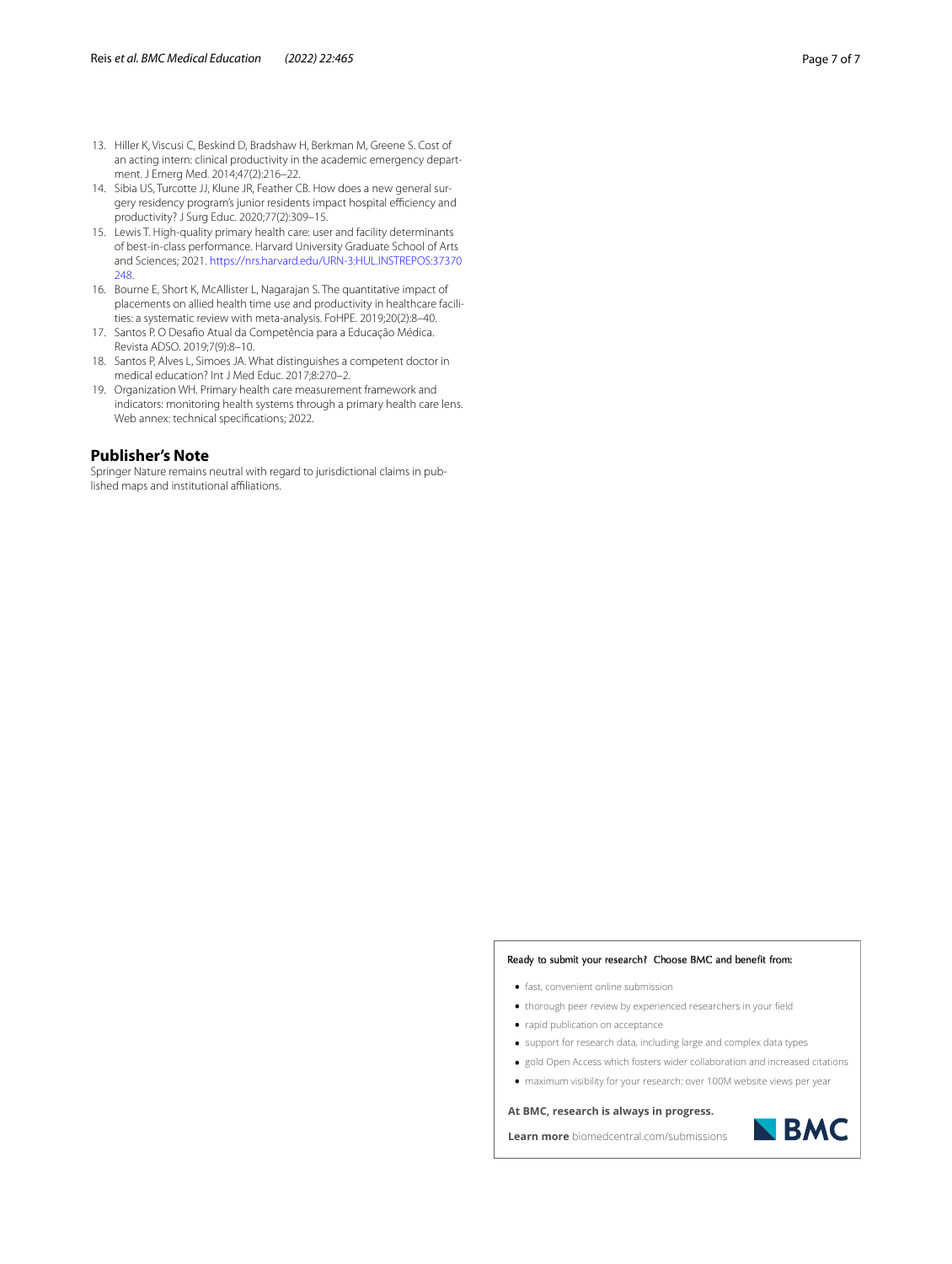13. Hiller K, Viscusi C, Beskind D, Bradshaw H, Berkman M, Greene S. Cost of an acting intern: clinical productivity in the academic emergency department. J Emerg Med. 2014;47(2):216–22.
14. Sibia US, Turcotte JJ, Klune JR, Feather CB. How does a new general surgery residency program's junior residents impact hospital efficiency and productivity? J Surg Educ. 2020;77(2):309–15.
15. Lewis T. High-quality primary health care: user and facility determinants of best-in-class performance. Harvard University Graduate School of Arts and Sciences; 2021. https://nrs.harvard.edu/URN-3:HUL.INSTREPOS:37370248.
16. Bourne E, Short K, McAllister L, Nagarajan S. The quantitative impact of placements on allied health time use and productivity in healthcare facilities: a systematic review with meta-analysis. FoHPE. 2019;20(2):8–40.
17. Santos P. O Desafio Atual da Competência para a Educação Médica. Revista ADSO. 2019;7(9):8–10.
18. Santos P, Alves L, Simoes JA. What distinguishes a competent doctor in medical education? Int J Med Educ. 2017;8:270–2.
19. Organization WH. Primary health care measurement framework and indicators: monitoring health systems through a primary health care lens. Web annex: technical specifications; 2022.

## Publisher's Note

Springer Nature remains neutral with regard to jurisdictional claims in published maps and institutional affiliations.

Ready to submit your research? Choose BMC and benefit from:

- fast, convenient online submission
- thorough peer review by experienced researchers in your field
- rapid publication on acceptance
- support for research data, including large and complex data types
- gold Open Access which fosters wider collaboration and increased citations
- maximum visibility for your research: over 100M website views per year

**At BMC, research is always in progress.**

**Learn more** biomedcentral.com/submissions

BMC